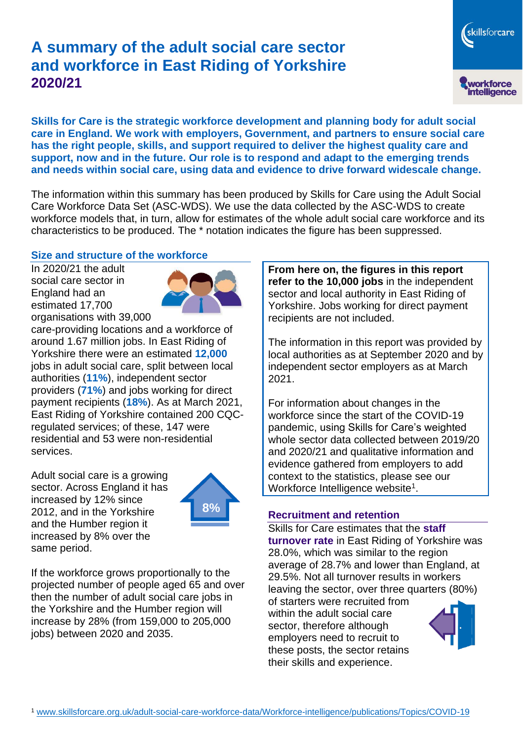# A summary of the adult social care sector and workforce in East Riding of Yorkshire 2020/21

**Skills for Care is the strategic workforce development and planning body for adult social care in England. We work with employers, Government, and partners to ensure social care has the right people, skills, and support required to deliver the highest quality care and support, now and in the future. Our role is to respond and adapt to the emerging trends and needs within social care, using data and evidence to drive forward widescale change.**

The information within this summary has been produced by Skills for Care using the Adult Social Care Workforce Data Set (ASC-WDS). We use the data collected by the ASC-WDS to create workforce models that, in turn, allow for estimates of the whole adult social care workforce and its characteristics to be produced. The * notation indicates the figure has been suppressed.

## Size and structure of the workforce

In 2020/21 the adult social care sector in England had an estimated 17,700 organisations with 39,000 care-providing locations and a workforce of around 1.67 million jobs. In East Riding of Yorkshire there were an estimated **12,000** jobs in adult social care, split between local authorities (**11%**), independent sector providers (**71%**) and jobs working for direct payment recipients (**18%**). As at March 2021, East Riding of Yorkshire contained 200 CQC-regulated services; of these, 147 were residential and 53 were non-residential services.

Adult social care is a growing sector. Across England it has increased by 12% since 2012, and in the Yorkshire and the Humber region it increased by 8% over the same period.

8%

If the workforce grows proportionally to the projected number of people aged 65 and over then the number of adult social care jobs in the Yorkshire and the Humber region will increase by 28% (from 159,000 to 205,000 jobs) between 2020 and 2035.

**From here on, the figures in this report refer to the 10,000 jobs** in the independent sector and local authority in East Riding of Yorkshire. Jobs working for direct payment recipients are not included.

The information in this report was provided by local authorities as at September 2020 and by independent sector employers as at March 2021.

For information about changes in the workforce since the start of the COVID-19 pandemic, using Skills for Care's weighted whole sector data collected between 2019/20 and 2020/21 and qualitative information and evidence gathered from employers to add context to the statistics, please see our Workforce Intelligence website[1].

## Recruitment and retention

Skills for Care estimates that the **staff turnover rate** in East Riding of Yorkshire was 28.0%, which was similar to the region average of 28.7% and lower than England, at 29.5%. Not all turnover results in workers leaving the sector, over three quarters (80%) of starters were recruited from within the adult social care sector, therefore although employers need to recruit to these posts, the sector retains their skills and experience.

[1] www.skillsforcare.org.uk/adult-social-care-workforce-data/Workforce-intelligence/publications/Topics/COVID-19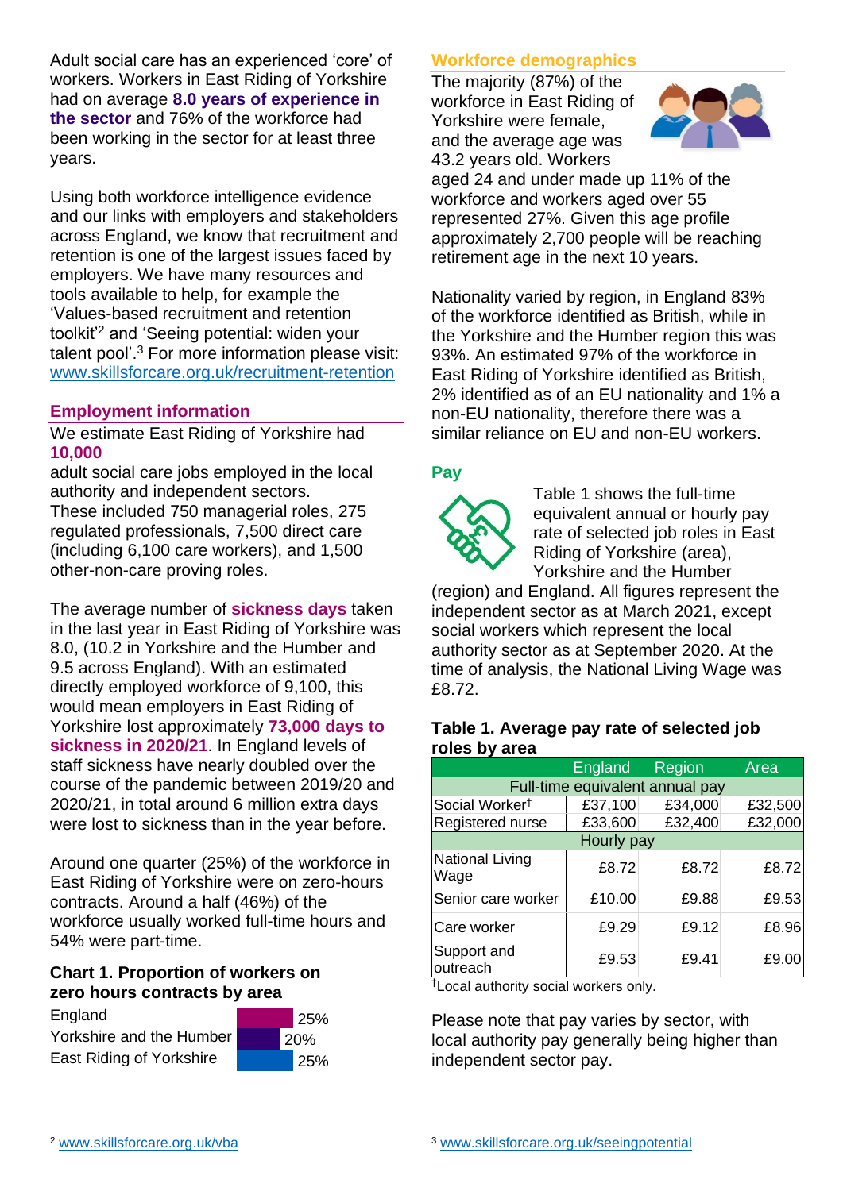Adult social care has an experienced 'core' of workers. Workers in East Riding of Yorkshire had on average **8.0 years of experience in the sector** and 76% of the workforce had been working in the sector for at least three years.

Using both workforce intelligence evidence and our links with employers and stakeholders across England, we know that recruitment and retention is one of the largest issues faced by employers. We have many resources and tools available to help, for example the 'Values-based recruitment and retention toolkit'[2] and 'Seeing potential: widen your talent pool'.[3] For more information please visit: www.skillsforcare.org.uk/recruitment-retention

## Employment information

We estimate East Riding of Yorkshire had **10,000** adult social care jobs employed in the local authority and independent sectors. These included 750 managerial roles, 275 regulated professionals, 7,500 direct care (including 6,100 care workers), and 1,500 other-non-care proving roles.

The average number of **sickness days** taken in the last year in East Riding of Yorkshire was 8.0, (10.2 in Yorkshire and the Humber and 9.5 across England). With an estimated directly employed workforce of 9,100, this would mean employers in East Riding of Yorkshire lost approximately **73,000 days to sickness in 2020/21**. In England levels of staff sickness have nearly doubled over the course of the pandemic between 2019/20 and 2020/21, in total around 6 million extra days were lost to sickness than in the year before.

Around one quarter (25%) of the workforce in East Riding of Yorkshire were on zero-hours contracts. Around a half (46%) of the workforce usually worked full-time hours and 54% were part-time.

### Chart 1. Proportion of workers on zero hours contracts by area

| Area | Proportion |
|---|---|
| England | 25% |
| Yorkshire and the Humber | 20% |
| East Riding of Yorkshire | 25% |

## Workforce demographics

The majority (87%) of the workforce in East Riding of Yorkshire were female, and the average age was 43.2 years old. Workers aged 24 and under made up 11% of the workforce and workers aged over 55 represented 27%. Given this age profile approximately 2,700 people will be reaching retirement age in the next 10 years.

Nationality varied by region, in England 83% of the workforce identified as British, while in the Yorkshire and the Humber region this was 93%. An estimated 97% of the workforce in East Riding of Yorkshire identified as British, 2% identified as of an EU nationality and 1% a non-EU nationality, therefore there was a similar reliance on EU and non-EU workers.

## Pay

Table 1 shows the full-time equivalent annual or hourly pay rate of selected job roles in East Riding of Yorkshire (area), Yorkshire and the Humber (region) and England. All figures represent the independent sector as at March 2021, except social workers which represent the local authority sector as at September 2020. At the time of analysis, the National Living Wage was £8.72.

### Table 1. Average pay rate of selected job roles by area

| | England | Region | Area |
|---|---|---|---|
| **Full-time equivalent annual pay** | | | |
| Social Worker† | £37,100 | £34,000 | £32,500 |
| Registered nurse | £33,600 | £32,400 | £32,000 |
| **Hourly pay** | | | |
| National Living Wage | £8.72 | £8.72 | £8.72 |
| Senior care worker | £10.00 | £9.88 | £9.53 |
| Care worker | £9.29 | £9.12 | £8.96 |
| Support and outreach | £9.53 | £9.41 | £9.00 |

†Local authority social workers only.

Please note that pay varies by sector, with local authority pay generally being higher than independent sector pay.

[2] www.skillsforcare.org.uk/vba

[3] www.skillsforcare.org.uk/seeingpotential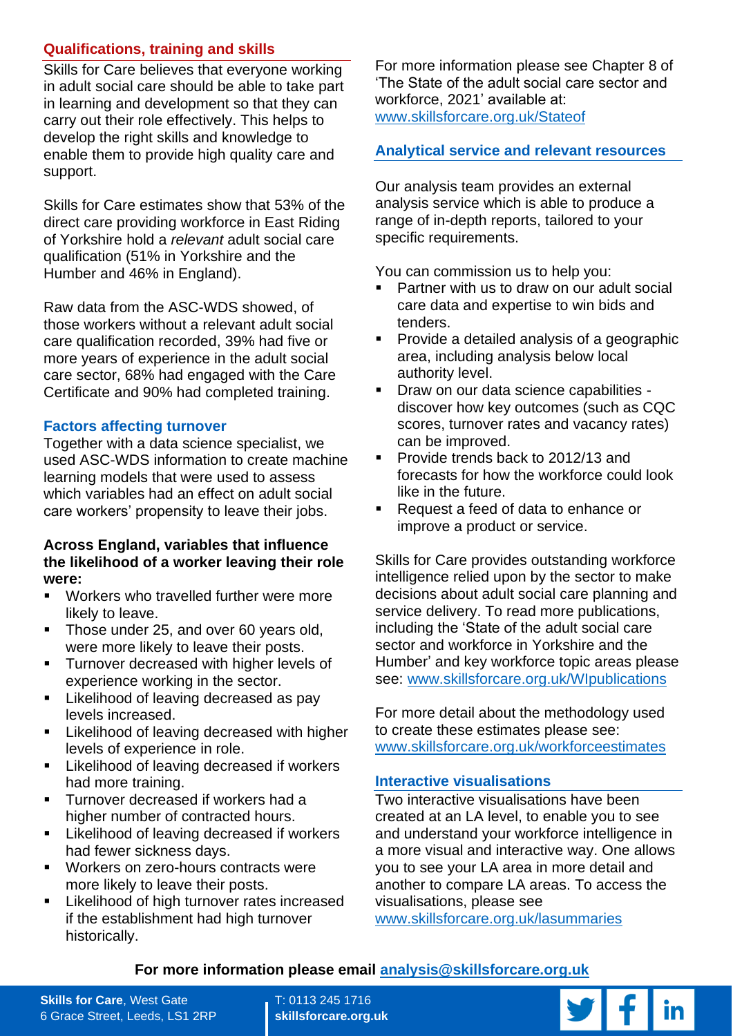## Qualifications, training and skills

Skills for Care believes that everyone working in adult social care should be able to take part in learning and development so that they can carry out their role effectively. This helps to develop the right skills and knowledge to enable them to provide high quality care and support.

Skills for Care estimates show that 53% of the direct care providing workforce in East Riding of Yorkshire hold a *relevant* adult social care qualification (51% in Yorkshire and the Humber and 46% in England).

Raw data from the ASC-WDS showed, of those workers without a relevant adult social care qualification recorded, 39% had five or more years of experience in the adult social care sector, 68% had engaged with the Care Certificate and 90% had completed training.

## Factors affecting turnover

Together with a data science specialist, we used ASC-WDS information to create machine learning models that were used to assess which variables had an effect on adult social care workers' propensity to leave their jobs.

**Across England, variables that influence the likelihood of a worker leaving their role were:**

- Workers who travelled further were more likely to leave.
- Those under 25, and over 60 years old, were more likely to leave their posts.
- Turnover decreased with higher levels of experience working in the sector.
- Likelihood of leaving decreased as pay levels increased.
- Likelihood of leaving decreased with higher levels of experience in role.
- Likelihood of leaving decreased if workers had more training.
- Turnover decreased if workers had a higher number of contracted hours.
- Likelihood of leaving decreased if workers had fewer sickness days.
- Workers on zero-hours contracts were more likely to leave their posts.
- Likelihood of high turnover rates increased if the establishment had high turnover historically.

For more information please see Chapter 8 of 'The State of the adult social care sector and workforce, 2021' available at: www.skillsforcare.org.uk/Stateof

## Analytical service and relevant resources

Our analysis team provides an external analysis service which is able to produce a range of in-depth reports, tailored to your specific requirements.

You can commission us to help you:

- Partner with us to draw on our adult social care data and expertise to win bids and tenders.
- Provide a detailed analysis of a geographic area, including analysis below local authority level.
- Draw on our data science capabilities - discover how key outcomes (such as CQC scores, turnover rates and vacancy rates) can be improved.
- Provide trends back to 2012/13 and forecasts for how the workforce could look like in the future.
- Request a feed of data to enhance or improve a product or service.

Skills for Care provides outstanding workforce intelligence relied upon by the sector to make decisions about adult social care planning and service delivery. To read more publications, including the 'State of the adult social care sector and workforce in Yorkshire and the Humber' and key workforce topic areas please see: www.skillsforcare.org.uk/WIpublications

For more detail about the methodology used to create these estimates please see: www.skillsforcare.org.uk/workforceestimates

## Interactive visualisations

Two interactive visualisations have been created at an LA level, to enable you to see and understand your workforce intelligence in a more visual and interactive way. One allows you to see your LA area in more detail and another to compare LA areas. To access the visualisations, please see www.skillsforcare.org.uk/lasummaries

**For more information please email analysis@skillsforcare.org.uk**

**Skills for Care**, West Gate
6 Grace Street, Leeds, LS1 2RP

T: 0113 245 1716
**skillsforcare.org.uk**